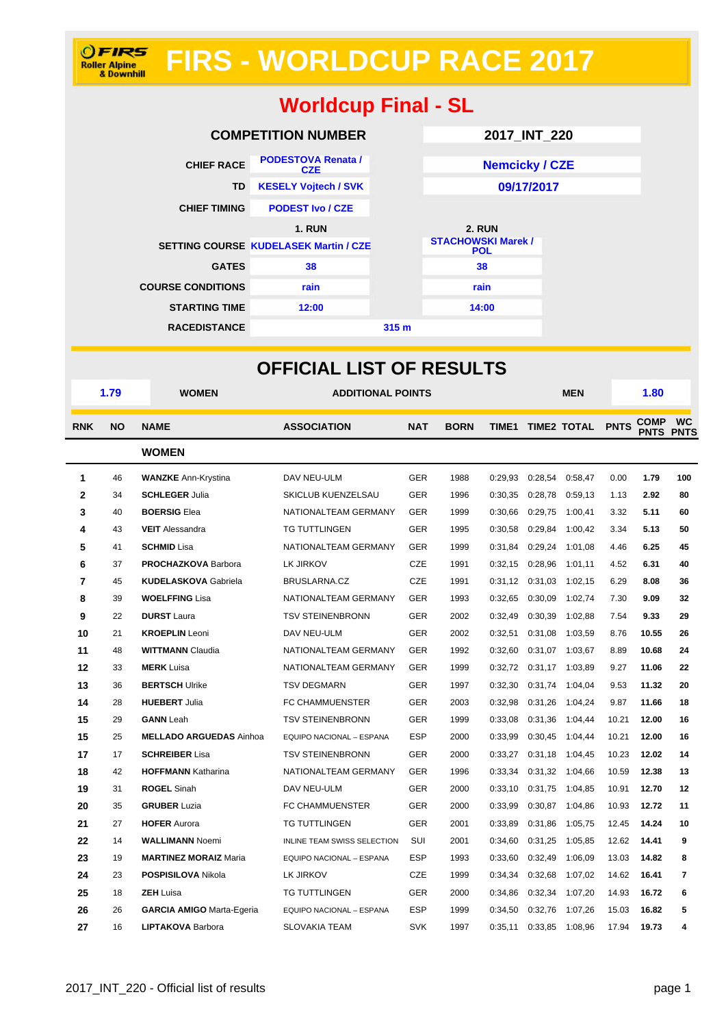# FIRS - WORLDCUP RACE 2017

FIRS Roller Alpine & Downhill

## Worldcup Final - SL

| | | |
|---|---|---|
| COMPETITION NUMBER | | 2017_INT_220 |
| CHIEF RACE | PODESTOVA Renata / CZE | Nemcicky / CZE |
| TD | KESELY Vojtech / SVK | 09/17/2017 |
| CHIEF TIMING | PODEST Ivo / CZE | |
| | 1. RUN | 2. RUN |
| SETTING COURSE | KUDELASEK Martin / CZE | STACHOWSKI Marek / POL |
| GATES | 38 | 38 |
| COURSE CONDITIONS | rain | rain |
| STARTING TIME | 12:00 | 14:00 |
| RACEDISTANCE | 315 m | |

## OFFICIAL LIST OF RESULTS

| 1.79 | WOMEN | ADDITIONAL POINTS | MEN | 1.80 |
|---|---|---|---|---|

| RNK | NO | NAME | ASSOCIATION | NAT | BORN | TIME1 | TIME2 | TOTAL | PNTS | COMP PNTS | WC PNTS |
|---|---|---|---|---|---|---|---|---|---|---|---|
| | | **WOMEN** | | | | | | | | | |
| 1 | 46 | **WANZKE** Ann-Krystina | DAV NEU-ULM | GER | 1988 | 0:29,93 | 0:28,54 | 0:58,47 | 0.00 | 1.79 | 100 |
| 2 | 34 | **SCHLEGER** Julia | SKICLUB KUENZELSAU | GER | 1996 | 0:30,35 | 0:28,78 | 0:59,13 | 1.13 | 2.92 | 80 |
| 3 | 40 | **BOERSIG** Elea | NATIONALTEAM GERMANY | GER | 1999 | 0:30,66 | 0:29,75 | 1:00,41 | 3.32 | 5.11 | 60 |
| 4 | 43 | **VEIT** Alessandra | TG TUTTLINGEN | GER | 1995 | 0:30,58 | 0:29,84 | 1:00,42 | 3.34 | 5.13 | 50 |
| 5 | 41 | **SCHMID** Lisa | NATIONALTEAM GERMANY | GER | 1999 | 0:31,84 | 0:29,24 | 1:01,08 | 4.46 | 6.25 | 45 |
| 6 | 37 | **PROCHAZKOVA** Barbora | LK JIRKOV | CZE | 1991 | 0:32,15 | 0:28,96 | 1:01,11 | 4.52 | 6.31 | 40 |
| 7 | 45 | **KUDELASKOVA** Gabriela | BRUSLARNA.CZ | CZE | 1991 | 0:31,12 | 0:31,03 | 1:02,15 | 6.29 | 8.08 | 36 |
| 8 | 39 | **WOELFFING** Lisa | NATIONALTEAM GERMANY | GER | 1993 | 0:32,65 | 0:30,09 | 1:02,74 | 7.30 | 9.09 | 32 |
| 9 | 22 | **DURST** Laura | TSV STEINENBRONN | GER | 2002 | 0:32,49 | 0:30,39 | 1:02,88 | 7.54 | 9.33 | 29 |
| 10 | 21 | **KROEPLIN** Leoni | DAV NEU-ULM | GER | 2002 | 0:32,51 | 0:31,08 | 1:03,59 | 8.76 | 10.55 | 26 |
| 11 | 48 | **WITTMANN** Claudia | NATIONALTEAM GERMANY | GER | 1992 | 0:32,60 | 0:31,07 | 1:03,67 | 8.89 | 10.68 | 24 |
| 12 | 33 | **MERK** Luisa | NATIONALTEAM GERMANY | GER | 1999 | 0:32,72 | 0:31,17 | 1:03,89 | 9.27 | 11.06 | 22 |
| 13 | 36 | **BERTSCH** Ulrike | TSV DEGMARN | GER | 1997 | 0:32,30 | 0:31,74 | 1:04,04 | 9.53 | 11.32 | 20 |
| 14 | 28 | **HUEBERT** Julia | FC CHAMMUENSTER | GER | 2003 | 0:32,98 | 0:31,26 | 1:04,24 | 9.87 | 11.66 | 18 |
| 15 | 29 | **GANN** Leah | TSV STEINENBRONN | GER | 1999 | 0:33,08 | 0:31,36 | 1:04,44 | 10.21 | 12.00 | 16 |
| 15 | 25 | **MELLADO ARGUEDAS** Ainhoa | EQUIPO NACIONAL – ESPANA | ESP | 2000 | 0:33,99 | 0:30,45 | 1:04,44 | 10.21 | 12.00 | 16 |
| 17 | 17 | **SCHREIBER** Lisa | TSV STEINENBRONN | GER | 2000 | 0:33,27 | 0:31,18 | 1:04,45 | 10.23 | 12.02 | 14 |
| 18 | 42 | **HOFFMANN** Katharina | NATIONALTEAM GERMANY | GER | 1996 | 0:33,34 | 0:31,32 | 1:04,66 | 10.59 | 12.38 | 13 |
| 19 | 31 | **ROGEL** Sinah | DAV NEU-ULM | GER | 2000 | 0:33,10 | 0:31,75 | 1:04,85 | 10.91 | 12.70 | 12 |
| 20 | 35 | **GRUBER** Luzia | FC CHAMMUENSTER | GER | 2000 | 0:33,99 | 0:30,87 | 1:04,86 | 10.93 | 12.72 | 11 |
| 21 | 27 | **HOFER** Aurora | TG TUTTLINGEN | GER | 2001 | 0:33,89 | 0:31,86 | 1:05,75 | 12.45 | 14.24 | 10 |
| 22 | 14 | **WALLIMANN** Noemi | INLINE TEAM SWISS SELECTION | SUI | 2001 | 0:34,60 | 0:31,25 | 1:05,85 | 12.62 | 14.41 | 9 |
| 23 | 19 | **MARTINEZ MORAIZ** Maria | EQUIPO NACIONAL – ESPANA | ESP | 1993 | 0:33,60 | 0:32,49 | 1:06,09 | 13.03 | 14.82 | 8 |
| 24 | 23 | **POSPISILOVA** Nikola | LK JIRKOV | CZE | 1999 | 0:34,34 | 0:32,68 | 1:07,02 | 14.62 | 16.41 | 7 |
| 25 | 18 | **ZEH** Luisa | TG TUTTLINGEN | GER | 2000 | 0:34,86 | 0:32,34 | 1:07,20 | 14.93 | 16.72 | 6 |
| 26 | 26 | **GARCIA AMIGO** Marta-Egeria | EQUIPO NACIONAL – ESPANA | ESP | 1999 | 0:34,50 | 0:32,76 | 1:07,26 | 15.03 | 16.82 | 5 |
| 27 | 16 | **LIPTAKOVA** Barbora | SLOVAKIA TEAM | SVK | 1997 | 0:35,11 | 0:33,85 | 1:08,96 | 17.94 | 19.73 | 4 |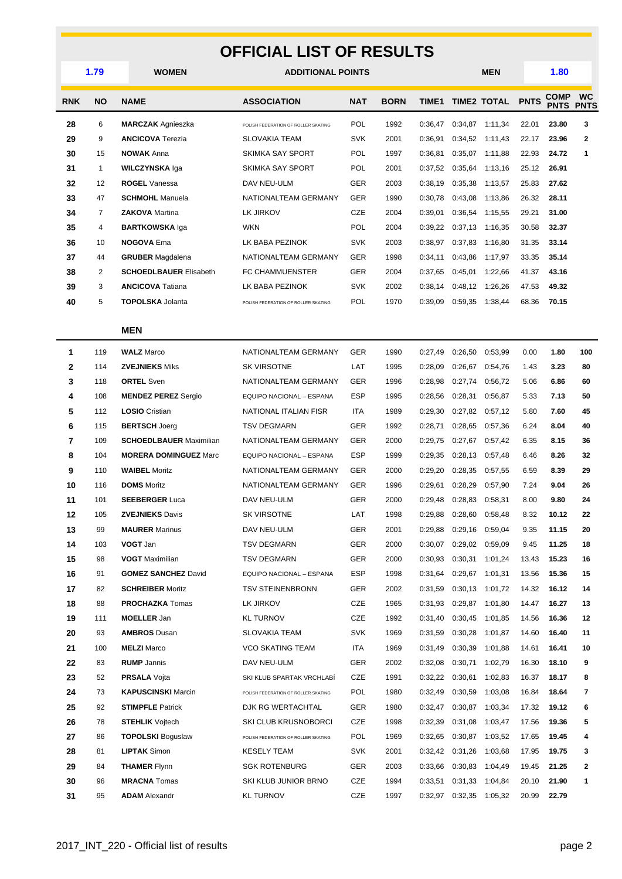# OFFICIAL LIST OF RESULTS

| 1.79 | WOMEN | ADDITIONAL POINTS | MEN | 1.80 |
|---|---|---|---|---|

| RNK | NO | NAME | ASSOCIATION | NAT | BORN | TIME1 | TIME2 | TOTAL | PNTS | COMP PNTS | WC PNTS |
|---|---|---|---|---|---|---|---|---|---|---|---|
| 28 | 6 | **MARCZAK** Agnieszka | POLISH FEDERATION OF ROLLER SKATING | POL | 1992 | 0:36,47 | 0:34,87 | 1:11,34 | 22.01 | 23.80 | 3 |
| 29 | 9 | **ANCICOVA** Terezia | SLOVAKIA TEAM | SVK | 2001 | 0:36,91 | 0:34,52 | 1:11,43 | 22.17 | 23.96 | 2 |
| 30 | 15 | **NOWAK** Anna | SKIMKA SAY SPORT | POL | 1997 | 0:36,81 | 0:35,07 | 1:11,88 | 22.93 | 24.72 | 1 |
| 31 | 1 | **WILCZYNSKA** Iga | SKIMKA SAY SPORT | POL | 2001 | 0:37,52 | 0:35,64 | 1:13,16 | 25.12 | 26.91 | |
| 32 | 12 | **ROGEL** Vanessa | DAV NEU-ULM | GER | 2003 | 0:38,19 | 0:35,38 | 1:13,57 | 25.83 | 27.62 | |
| 33 | 47 | **SCHMOHL** Manuela | NATIONALTEAM GERMANY | GER | 1990 | 0:30,78 | 0:43,08 | 1:13,86 | 26.32 | 28.11 | |
| 34 | 7 | **ZAKOVA** Martina | LK JIRKOV | CZE | 2004 | 0:39,01 | 0:36,54 | 1:15,55 | 29.21 | 31.00 | |
| 35 | 4 | **BARTKOWSKA** Iga | WKN | POL | 2004 | 0:39,22 | 0:37,13 | 1:16,35 | 30.58 | 32.37 | |
| 36 | 10 | **NOGOVA** Ema | LK BABA PEZINOK | SVK | 2003 | 0:38,97 | 0:37,83 | 1:16,80 | 31.35 | 33.14 | |
| 37 | 44 | **GRUBER** Magdalena | NATIONALTEAM GERMANY | GER | 1998 | 0:34,11 | 0:43,86 | 1:17,97 | 33.35 | 35.14 | |
| 38 | 2 | **SCHOEDLBAUER** Elisabeth | FC CHAMMUENSTER | GER | 2004 | 0:37,65 | 0:45,01 | 1:22,66 | 41.37 | 43.16 | |
| 39 | 3 | **ANCICOVA** Tatiana | LK BABA PEZINOK | SVK | 2002 | 0:38,14 | 0:48,12 | 1:26,26 | 47.53 | 49.32 | |
| 40 | 5 | **TOPOLSKA** Jolanta | POLISH FEDERATION OF ROLLER SKATING | POL | 1970 | 0:39,09 | 0:59,35 | 1:38,44 | 68.36 | 70.15 | |

**MEN**

| RNK | NO | NAME | ASSOCIATION | NAT | BORN | TIME1 | TIME2 | TOTAL | PNTS | COMP PNTS | WC PNTS |
|---|---|---|---|---|---|---|---|---|---|---|---|
| 1 | 119 | **WALZ** Marco | NATIONALTEAM GERMANY | GER | 1990 | 0:27,49 | 0:26,50 | 0:53,99 | 0.00 | 1.80 | 100 |
| 2 | 114 | **ZVEJNIEKS** Miks | SK VIRSOTNE | LAT | 1995 | 0:28,09 | 0:26,67 | 0:54,76 | 1.43 | 3.23 | 80 |
| 3 | 118 | **ORTEL** Sven | NATIONALTEAM GERMANY | GER | 1996 | 0:28,98 | 0:27,74 | 0:56,72 | 5.06 | 6.86 | 60 |
| 4 | 108 | **MENDEZ PEREZ** Sergio | EQUIPO NACIONAL – ESPANA | ESP | 1995 | 0:28,56 | 0:28,31 | 0:56,87 | 5.33 | 7.13 | 50 |
| 5 | 112 | **LOSIO** Cristian | NATIONAL ITALIAN FISR | ITA | 1989 | 0:29,30 | 0:27,82 | 0:57,12 | 5.80 | 7.60 | 45 |
| 6 | 115 | **BERTSCH** Joerg | TSV DEGMARN | GER | 1992 | 0:28,71 | 0:28,65 | 0:57,36 | 6.24 | 8.04 | 40 |
| 7 | 109 | **SCHOEDLBAUER** Maximilian | NATIONALTEAM GERMANY | GER | 2000 | 0:29,75 | 0:27,67 | 0:57,42 | 6.35 | 8.15 | 36 |
| 8 | 104 | **MORERA DOMINGUEZ** Marc | EQUIPO NACIONAL – ESPANA | ESP | 1999 | 0:29,35 | 0:28,13 | 0:57,48 | 6.46 | 8.26 | 32 |
| 9 | 110 | **WAIBEL** Moritz | NATIONALTEAM GERMANY | GER | 2000 | 0:29,20 | 0:28,35 | 0:57,55 | 6.59 | 8.39 | 29 |
| 10 | 116 | **DOMS** Moritz | NATIONALTEAM GERMANY | GER | 1996 | 0:29,61 | 0:28,29 | 0:57,90 | 7.24 | 9.04 | 26 |
| 11 | 101 | **SEEBERGER** Luca | DAV NEU-ULM | GER | 2000 | 0:29,48 | 0:28,83 | 0:58,31 | 8.00 | 9.80 | 24 |
| 12 | 105 | **ZVEJNIEKS** Davis | SK VIRSOTNE | LAT | 1998 | 0:29,88 | 0:28,60 | 0:58,48 | 8.32 | 10.12 | 22 |
| 13 | 99 | **MAURER** Marinus | DAV NEU-ULM | GER | 2001 | 0:29,88 | 0:29,16 | 0:59,04 | 9.35 | 11.15 | 20 |
| 14 | 103 | **VOGT** Jan | TSV DEGMARN | GER | 2000 | 0:30,07 | 0:29,02 | 0:59,09 | 9.45 | 11.25 | 18 |
| 15 | 98 | **VOGT** Maximilian | TSV DEGMARN | GER | 2000 | 0:30,93 | 0:30,31 | 1:01,24 | 13.43 | 15.23 | 16 |
| 16 | 91 | **GOMEZ SANCHEZ** David | EQUIPO NACIONAL – ESPANA | ESP | 1998 | 0:31,64 | 0:29,67 | 1:01,31 | 13.56 | 15.36 | 15 |
| 17 | 82 | **SCHREIBER** Moritz | TSV STEINENBRONN | GER | 2002 | 0:31,59 | 0:30,13 | 1:01,72 | 14.32 | 16.12 | 14 |
| 18 | 88 | **PROCHAZKA** Tomas | LK JIRKOV | CZE | 1965 | 0:31,93 | 0:29,87 | 1:01,80 | 14.47 | 16.27 | 13 |
| 19 | 111 | **MOELLER** Jan | KL TURNOV | CZE | 1992 | 0:31,40 | 0:30,45 | 1:01,85 | 14.56 | 16.36 | 12 |
| 20 | 93 | **AMBROS** Dusan | SLOVAKIA TEAM | SVK | 1969 | 0:31,59 | 0:30,28 | 1:01,87 | 14.60 | 16.40 | 11 |
| 21 | 100 | **MELZI** Marco | VCO SKATING TEAM | ITA | 1969 | 0:31,49 | 0:30,39 | 1:01,88 | 14.61 | 16.41 | 10 |
| 22 | 83 | **RUMP** Jannis | DAV NEU-ULM | GER | 2002 | 0:32,08 | 0:30,71 | 1:02,79 | 16.30 | 18.10 | 9 |
| 23 | 52 | **PRSALA** Vojta | SKI KLUB SPARTAK VRCHLABÍ | CZE | 1991 | 0:32,22 | 0:30,61 | 1:02,83 | 16.37 | 18.17 | 8 |
| 24 | 73 | **KAPUSCINSKI** Marcin | POLISH FEDERATION OF ROLLER SKATING | POL | 1980 | 0:32,49 | 0:30,59 | 1:03,08 | 16.84 | 18.64 | 7 |
| 25 | 92 | **STIMPFLE** Patrick | DJK RG WERTACHTAL | GER | 1980 | 0:32,47 | 0:30,87 | 1:03,34 | 17.32 | 19.12 | 6 |
| 26 | 78 | **STEHLIK** Vojtech | SKI CLUB KRUSNOBORCI | CZE | 1998 | 0:32,39 | 0:31,08 | 1:03,47 | 17.56 | 19.36 | 5 |
| 27 | 86 | **TOPOLSKI** Boguslaw | POLISH FEDERATION OF ROLLER SKATING | POL | 1969 | 0:32,65 | 0:30,87 | 1:03,52 | 17.65 | 19.45 | 4 |
| 28 | 81 | **LIPTAK** Simon | KESELY TEAM | SVK | 2001 | 0:32,42 | 0:31,26 | 1:03,68 | 17.95 | 19.75 | 3 |
| 29 | 84 | **THAMER** Flynn | SGK ROTENBURG | GER | 2003 | 0:33,66 | 0:30,83 | 1:04,49 | 19.45 | 21.25 | 2 |
| 30 | 96 | **MRACNA** Tomas | SKI KLUB JUNIOR BRNO | CZE | 1994 | 0:33,51 | 0:31,33 | 1:04,84 | 20.10 | 21.90 | 1 |
| 31 | 95 | **ADAM** Alexandr | KL TURNOV | CZE | 1997 | 0:32,97 | 0:32,35 | 1:05,32 | 20.99 | 22.79 | |

2017_INT_220 - Official list of results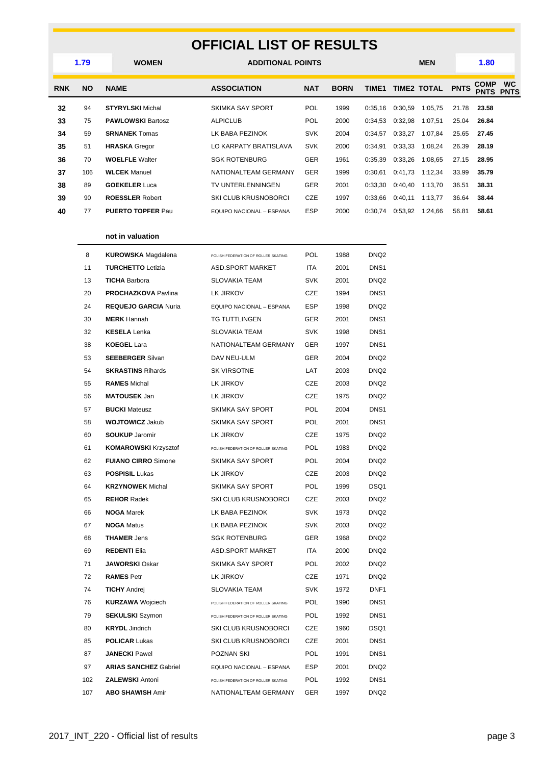# OFFICIAL LIST OF RESULTS

| 1.79 | WOMEN | ADDITIONAL POINTS | MEN | 1.80 |
|---|---|---|---|---|

| RNK | NO | NAME | ASSOCIATION | NAT | BORN | TIME1 | TIME2 | TOTAL | PNTS | COMP PNTS | WC PNTS |
|---|---|---|---|---|---|---|---|---|---|---|---|
| 32 | 94 | **STYRYLSKI** Michal | SKIMKA SAY SPORT | POL | 1999 | 0:35,16 | 0:30,59 | 1:05,75 | 21.78 | **23.58** | |
| 33 | 75 | **PAWLOWSKI** Bartosz | ALPICLUB | POL | 2000 | 0:34,53 | 0:32,98 | 1:07,51 | 25.04 | **26.84** | |
| 34 | 59 | **SRNANEK** Tomas | LK BABA PEZINOK | SVK | 2004 | 0:34,57 | 0:33,27 | 1:07,84 | 25.65 | **27.45** | |
| 35 | 51 | **HRASKA** Gregor | LO KARPATY BRATISLAVA | SVK | 2000 | 0:34,91 | 0:33,33 | 1:08,24 | 26.39 | **28.19** | |
| 36 | 70 | **WOELFLE** Walter | SGK ROTENBURG | GER | 1961 | 0:35,39 | 0:33,26 | 1:08,65 | 27.15 | **28.95** | |
| 37 | 106 | **WLCEK** Manuel | NATIONALTEAM GERMANY | GER | 1999 | 0:30,61 | 0:41,73 | 1:12,34 | 33.99 | **35.79** | |
| 38 | 89 | **GOEKELER** Luca | TV UNTERLENNINGEN | GER | 2001 | 0:33,30 | 0:40,40 | 1:13,70 | 36.51 | **38.31** | |
| 39 | 90 | **ROESSLER** Robert | SKI CLUB KRUSNOBORCI | CZE | 1997 | 0:33,66 | 0:40,11 | 1:13,77 | 36.64 | **38.44** | |
| 40 | 77 | **PUERTO TOPFER** Pau | EQUIPO NACIONAL – ESPANA | ESP | 2000 | 0:30,74 | 0:53,92 | 1:24,66 | 56.81 | **58.61** | |

**not in valuation**

| NO | NAME | ASSOCIATION | NAT | BORN | STATUS |
|---|---|---|---|---|---|
| 8 | **KUROWSKA** Magdalena | POLISH FEDERATION OF ROLLER SKATING | POL | 1988 | DNQ2 |
| 11 | **TURCHETTO** Letizia | ASD.SPORT MARKET | ITA | 2001 | DNS1 |
| 13 | **TICHA** Barbora | SLOVAKIA TEAM | SVK | 2001 | DNQ2 |
| 20 | **PROCHAZKOVA** Pavlina | LK JIRKOV | CZE | 1994 | DNS1 |
| 24 | **REQUEJO GARCIA** Nuria | EQUIPO NACIONAL – ESPANA | ESP | 1998 | DNQ2 |
| 30 | **MERK** Hannah | TG TUTTLINGEN | GER | 2001 | DNS1 |
| 32 | **KESELA** Lenka | SLOVAKIA TEAM | SVK | 1998 | DNS1 |
| 38 | **KOEGEL** Lara | NATIONALTEAM GERMANY | GER | 1997 | DNS1 |
| 53 | **SEEBERGER** Silvan | DAV NEU-ULM | GER | 2004 | DNQ2 |
| 54 | **SKRASTINS** Rihards | SK VIRSOTNE | LAT | 2003 | DNQ2 |
| 55 | **RAMES** Michal | LK JIRKOV | CZE | 2003 | DNQ2 |
| 56 | **MATOUSEK** Jan | LK JIRKOV | CZE | 1975 | DNQ2 |
| 57 | **BUCKI** Mateusz | SKIMKA SAY SPORT | POL | 2004 | DNS1 |
| 58 | **WOJTOWICZ** Jakub | SKIMKA SAY SPORT | POL | 2001 | DNS1 |
| 60 | **SOUKUP** Jaromir | LK JIRKOV | CZE | 1975 | DNQ2 |
| 61 | **KOMAROWSKI** Krzysztof | POLISH FEDERATION OF ROLLER SKATING | POL | 1983 | DNQ2 |
| 62 | **FUIANO CIRRO** Simone | SKIMKA SAY SPORT | POL | 2004 | DNQ2 |
| 63 | **POSPISIL** Lukas | LK JIRKOV | CZE | 2003 | DNQ2 |
| 64 | **KRZYNOWEK** Michal | SKIMKA SAY SPORT | POL | 1999 | DSQ1 |
| 65 | **REHOR** Radek | SKI CLUB KRUSNOBORCI | CZE | 2003 | DNQ2 |
| 66 | **NOGA** Marek | LK BABA PEZINOK | SVK | 1973 | DNQ2 |
| 67 | **NOGA** Matus | LK BABA PEZINOK | SVK | 2003 | DNQ2 |
| 68 | **THAMER** Jens | SGK ROTENBURG | GER | 1968 | DNQ2 |
| 69 | **REDENTI** Elia | ASD.SPORT MARKET | ITA | 2000 | DNQ2 |
| 71 | **JAWORSKI** Oskar | SKIMKA SAY SPORT | POL | 2002 | DNQ2 |
| 72 | **RAMES** Petr | LK JIRKOV | CZE | 1971 | DNQ2 |
| 74 | **TICHY** Andrej | SLOVAKIA TEAM | SVK | 1972 | DNF1 |
| 76 | **KURZAWA** Wojciech | POLISH FEDERATION OF ROLLER SKATING | POL | 1990 | DNS1 |
| 79 | **SEKULSKI** Szymon | POLISH FEDERATION OF ROLLER SKATING | POL | 1992 | DNS1 |
| 80 | **KRYDL** Jindrich | SKI CLUB KRUSNOBORCI | CZE | 1960 | DSQ1 |
| 85 | **POLICAR** Lukas | SKI CLUB KRUSNOBORCI | CZE | 2001 | DNS1 |
| 87 | **JANECKI** Pawel | POZNAN SKI | POL | 1991 | DNS1 |
| 97 | **ARIAS SANCHEZ** Gabriel | EQUIPO NACIONAL – ESPANA | ESP | 2001 | DNQ2 |
| 102 | **ZALEWSKI** Antoni | POLISH FEDERATION OF ROLLER SKATING | POL | 1992 | DNS1 |
| 107 | **ABO SHAWISH** Amir | NATIONALTEAM GERMANY | GER | 1997 | DNQ2 |

2017_INT_220 - Official list of results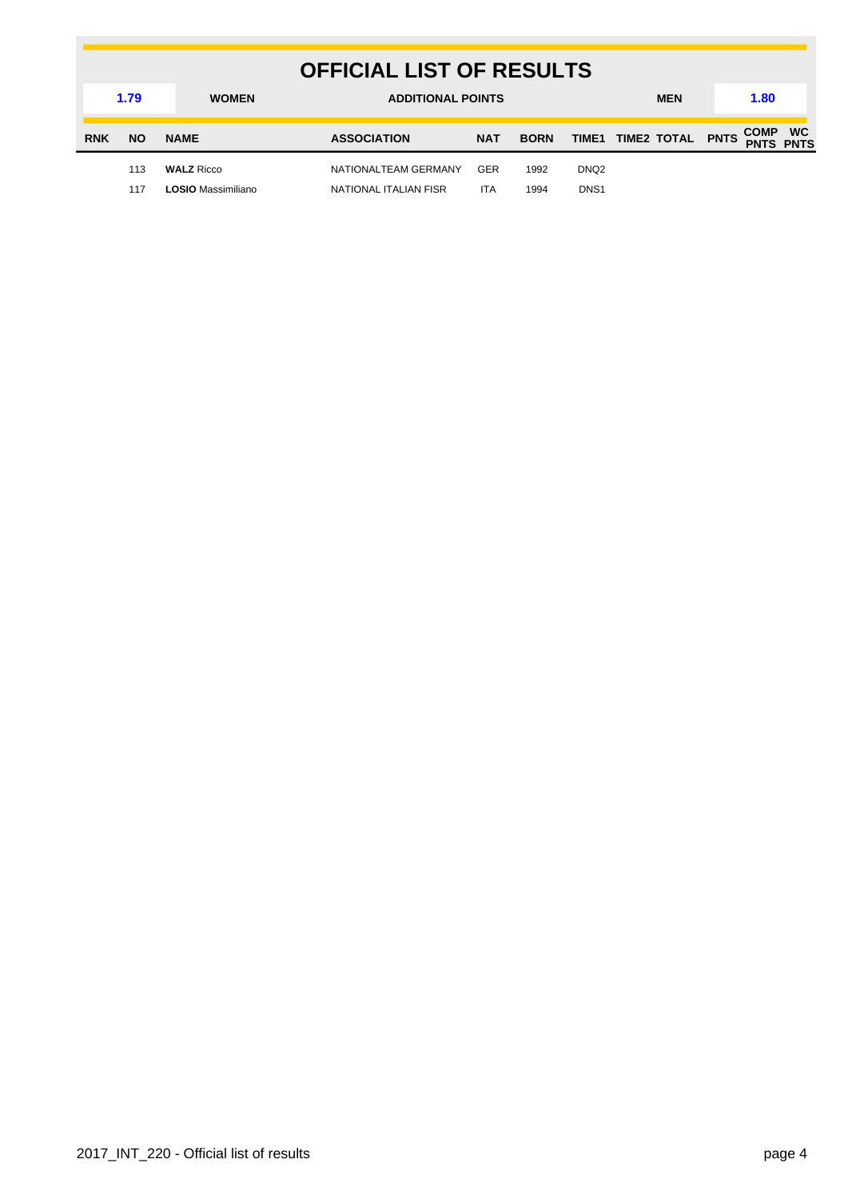# OFFICIAL LIST OF RESULTS

| 1.79 | WOMEN | ADDITIONAL POINTS | MEN | 1.80 |
|---|---|---|---|---|

| RNK | NO | NAME | ASSOCIATION | NAT | BORN | TIME1 | TIME2 | TOTAL | PNTS | COMP PNTS | WC PNTS |
|---|---|---|---|---|---|---|---|---|---|---|---|
| | 113 | **WALZ** Ricco | NATIONALTEAM GERMANY | GER | 1992 | DNQ2 | | | | | |
| | 117 | **LOSIO** Massimiliano | NATIONAL ITALIAN FISR | ITA | 1994 | DNS1 | | | | | |

2017_INT_220 - Official list of results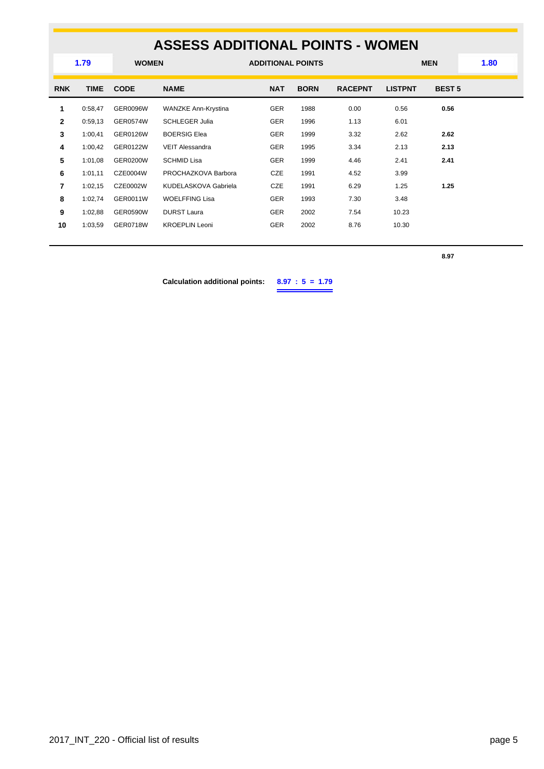# ASSESS ADDITIONAL POINTS - WOMEN

| 1.79 | WOMEN | ADDITIONAL POINTS | MEN | 1.80 |
|---|---|---|---|---|

| RNK | TIME | CODE | NAME | NAT | BORN | RACEPNT | LISTPNT | BEST 5 |
|---|---|---|---|---|---|---|---|---|
| 1 | 0:58,47 | GER0096W | WANZKE Ann-Krystina | GER | 1988 | 0.00 | 0.56 | **0.56** |
| 2 | 0:59,13 | GER0574W | SCHLEGER Julia | GER | 1996 | 1.13 | 6.01 | |
| 3 | 1:00,41 | GER0126W | BOERSIG Elea | GER | 1999 | 3.32 | 2.62 | **2.62** |
| 4 | 1:00,42 | GER0122W | VEIT Alessandra | GER | 1995 | 3.34 | 2.13 | **2.13** |
| 5 | 1:01,08 | GER0200W | SCHMID Lisa | GER | 1999 | 4.46 | 2.41 | **2.41** |
| 6 | 1:01,11 | CZE0004W | PROCHAZKOVA Barbora | CZE | 1991 | 4.52 | 3.99 | |
| 7 | 1:02,15 | CZE0002W | KUDELASKOVA Gabriela | CZE | 1991 | 6.29 | 1.25 | **1.25** |
| 8 | 1:02,74 | GER0011W | WOELFFING Lisa | GER | 1993 | 7.30 | 3.48 | |
| 9 | 1:02,88 | GER0590W | DURST Laura | GER | 2002 | 7.54 | 10.23 | |
| 10 | 1:03,59 | GER0718W | KROEPLIN Leoni | GER | 2002 | 8.76 | 10.30 | |
| | | | | | | | | **8.97** |

**Calculation additional points:** **8.97 : 5 = 1.79**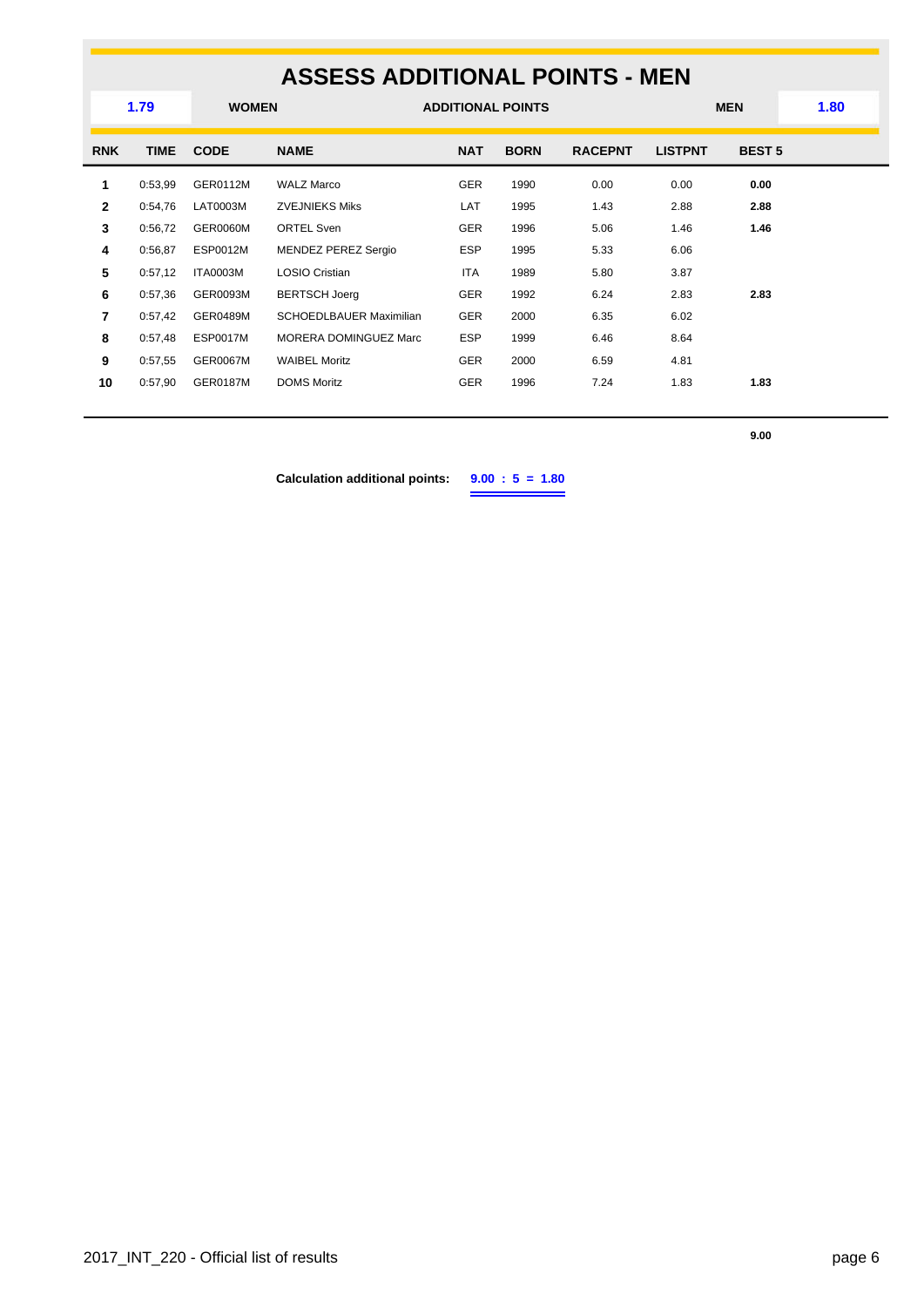# ASSESS ADDITIONAL POINTS - MEN

| 1.79 | WOMEN | ADDITIONAL POINTS | MEN | 1.80 |
|---|---|---|---|---|

| RNK | TIME | CODE | NAME | NAT | BORN | RACEPNT | LISTPNT | BEST 5 |
|---|---|---|---|---|---|---|---|---|
| 1 | 0:53,99 | GER0112M | WALZ Marco | GER | 1990 | 0.00 | 0.00 | **0.00** |
| 2 | 0:54,76 | LAT0003M | ZVEJNIEKS Miks | LAT | 1995 | 1.43 | 2.88 | **2.88** |
| 3 | 0:56,72 | GER0060M | ORTEL Sven | GER | 1996 | 5.06 | 1.46 | **1.46** |
| 4 | 0:56,87 | ESP0012M | MENDEZ PEREZ Sergio | ESP | 1995 | 5.33 | 6.06 | |
| 5 | 0:57,12 | ITA0003M | LOSIO Cristian | ITA | 1989 | 5.80 | 3.87 | |
| 6 | 0:57,36 | GER0093M | BERTSCH Joerg | GER | 1992 | 6.24 | 2.83 | **2.83** |
| 7 | 0:57,42 | GER0489M | SCHOEDLBAUER Maximilian | GER | 2000 | 6.35 | 6.02 | |
| 8 | 0:57,48 | ESP0017M | MORERA DOMINGUEZ Marc | ESP | 1999 | 6.46 | 8.64 | |
| 9 | 0:57,55 | GER0067M | WAIBEL Moritz | GER | 2000 | 6.59 | 4.81 | |
| 10 | 0:57,90 | GER0187M | DOMS Moritz | GER | 1996 | 7.24 | 1.83 | **1.83** |
| | | | | | | | | **9.00** |

**Calculation additional points:** **9.00 : 5 = 1.80**